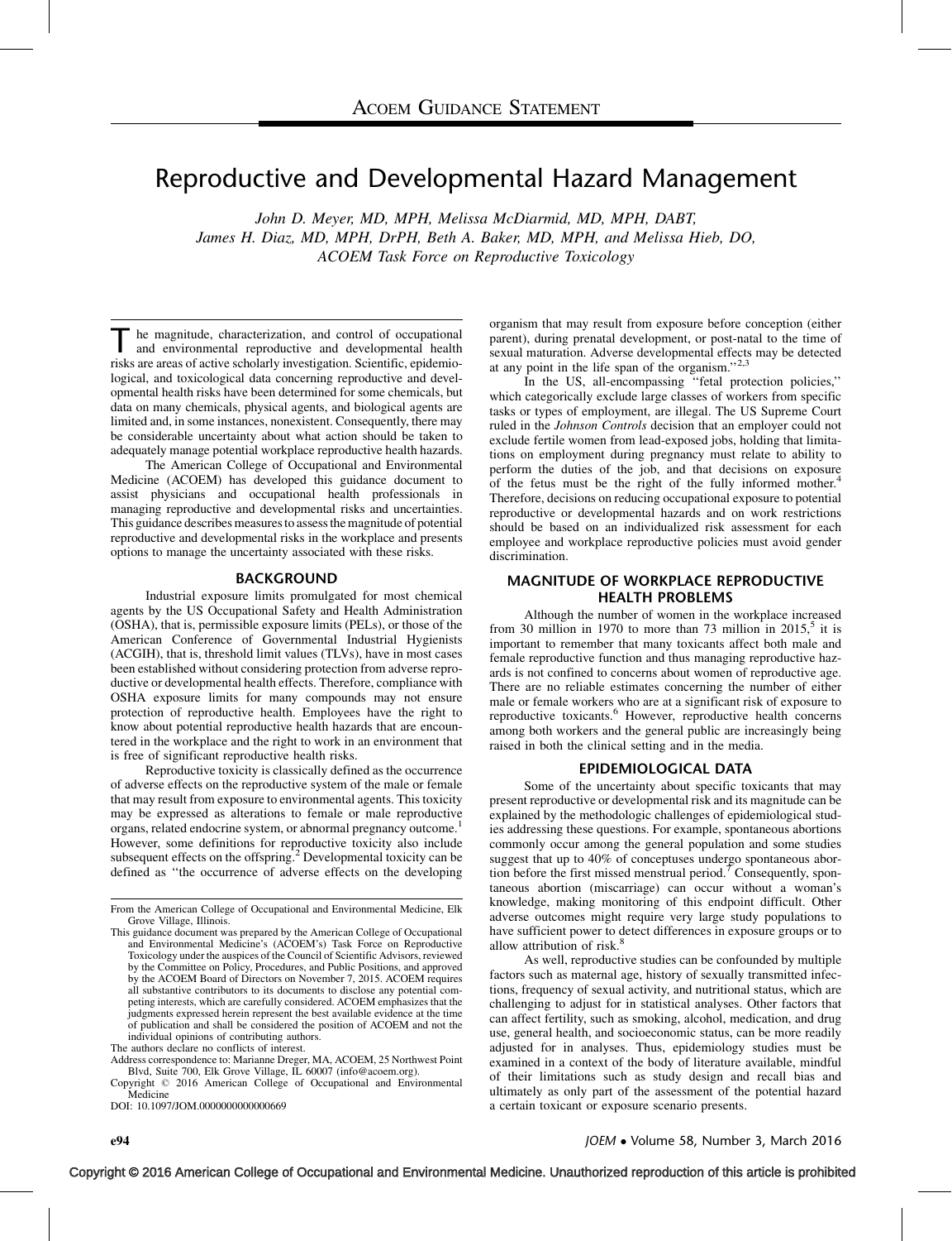ACOEM GUIDANCE STATEMENT

# Reproductive and Developmental Hazard Management

*John D. Meyer, MD, MPH, Melissa McDiarmid, MD, MPH, DABT, James H. Diaz, MD, MPH, DrPH, Beth A. Baker, MD, MPH, and Melissa Hieb, DO, ACOEM Task Force on Reproductive Toxicology*

The magnitude, characterization, and control of occupational and environmental reproductive and developmental health risks are areas of active scholarly investigation. Scientific, epidemiological, and toxicological data concerning reproductive and developmental health risks have been determined for some chemicals, but data on many chemicals, physical agents, and biological agents are limited and, in some instances, nonexistent. Consequently, there may be considerable uncertainty about what action should be taken to adequately manage potential workplace reproductive health hazards.

The American College of Occupational and Environmental Medicine (ACOEM) has developed this guidance document to assist physicians and occupational health professionals in managing reproductive and developmental risks and uncertainties. This guidance describes measures to assess the magnitude of potential reproductive and developmental risks in the workplace and presents options to manage the uncertainty associated with these risks.

## BACKGROUND

Industrial exposure limits promulgated for most chemical agents by the US Occupational Safety and Health Administration (OSHA), that is, permissible exposure limits (PELs), or those of the American Conference of Governmental Industrial Hygienists (ACGIH), that is, threshold limit values (TLVs), have in most cases been established without considering protection from adverse reproductive or developmental health effects. Therefore, compliance with OSHA exposure limits for many compounds may not ensure protection of reproductive health. Employees have the right to know about potential reproductive health hazards that are encountered in the workplace and the right to work in an environment that is free of significant reproductive health risks.

Reproductive toxicity is classically defined as the occurrence of adverse effects on the reproductive system of the male or female that may result from exposure to environmental agents. This toxicity may be expressed as alterations to female or male reproductive organs, related endocrine system, or abnormal pregnancy outcome.[1] However, some definitions for reproductive toxicity also include subsequent effects on the offspring.[2] Developmental toxicity can be defined as "the occurrence of adverse effects on the developing organism that may result from exposure before conception (either parent), during prenatal development, or post-natal to the time of sexual maturation. Adverse developmental effects may be detected at any point in the life span of the organism."[2,3]

In the US, all-encompassing "fetal protection policies," which categorically exclude large classes of workers from specific tasks or types of employment, are illegal. The US Supreme Court ruled in the *Johnson Controls* decision that an employer could not exclude fertile women from lead-exposed jobs, holding that limitations on employment during pregnancy must relate to ability to perform the duties of the job, and that decisions on exposure of the fetus must be the right of the fully informed mother.[4] Therefore, decisions on reducing occupational exposure to potential reproductive or developmental hazards and on work restrictions should be based on an individualized risk assessment for each employee and workplace reproductive policies must avoid gender discrimination.

## MAGNITUDE OF WORKPLACE REPRODUCTIVE HEALTH PROBLEMS

Although the number of women in the workplace increased from 30 million in 1970 to more than 73 million in 2015,[5] it is important to remember that many toxicants affect both male and female reproductive function and thus managing reproductive hazards is not confined to concerns about women of reproductive age. There are no reliable estimates concerning the number of either male or female workers who are at a significant risk of exposure to reproductive toxicants.[6] However, reproductive health concerns among both workers and the general public are increasingly being raised in both the clinical setting and in the media.

## EPIDEMIOLOGICAL DATA

Some of the uncertainty about specific toxicants that may present reproductive or developmental risk and its magnitude can be explained by the methodologic challenges of epidemiological studies addressing these questions. For example, spontaneous abortions commonly occur among the general population and some studies suggest that up to 40% of conceptuses undergo spontaneous abortion before the first missed menstrual period.[7] Consequently, spontaneous abortion (miscarriage) can occur without a woman's knowledge, making monitoring of this endpoint difficult. Other adverse outcomes might require very large study populations to have sufficient power to detect differences in exposure groups or to allow attribution of risk.[8]

As well, reproductive studies can be confounded by multiple factors such as maternal age, history of sexually transmitted infections, frequency of sexual activity, and nutritional status, which are challenging to adjust for in statistical analyses. Other factors that can affect fertility, such as smoking, alcohol, medication, and drug use, general health, and socioeconomic status, can be more readily adjusted for in analyses. Thus, epidemiology studies must be examined in a context of the body of literature available, mindful of their limitations such as study design and recall bias and ultimately as only part of the assessment of the potential hazard a certain toxicant or exposure scenario presents.

---

From the American College of Occupational and Environmental Medicine, Elk Grove Village, Illinois.

This guidance document was prepared by the American College of Occupational and Environmental Medicine's (ACOEM's) Task Force on Reproductive Toxicology under the auspices of the Council of Scientific Advisors, reviewed by the Committee on Policy, Procedures, and Public Positions, and approved by the ACOEM Board of Directors on November 7, 2015. ACOEM requires all substantive contributors to its documents to disclose any potential competing interests, which are carefully considered. ACOEM emphasizes that the judgments expressed herein represent the best available evidence at the time of publication and shall be considered the position of ACOEM and not the individual opinions of contributing authors.

The authors declare no conflicts of interest.

Address correspondence to: Marianne Dreger, MA, ACOEM, 25 Northwest Point Blvd, Suite 700, Elk Grove Village, IL 60007 (info@acoem.org).

Copyright © 2016 American College of Occupational and Environmental Medicine

DOI: 10.1097/JOM.0000000000000669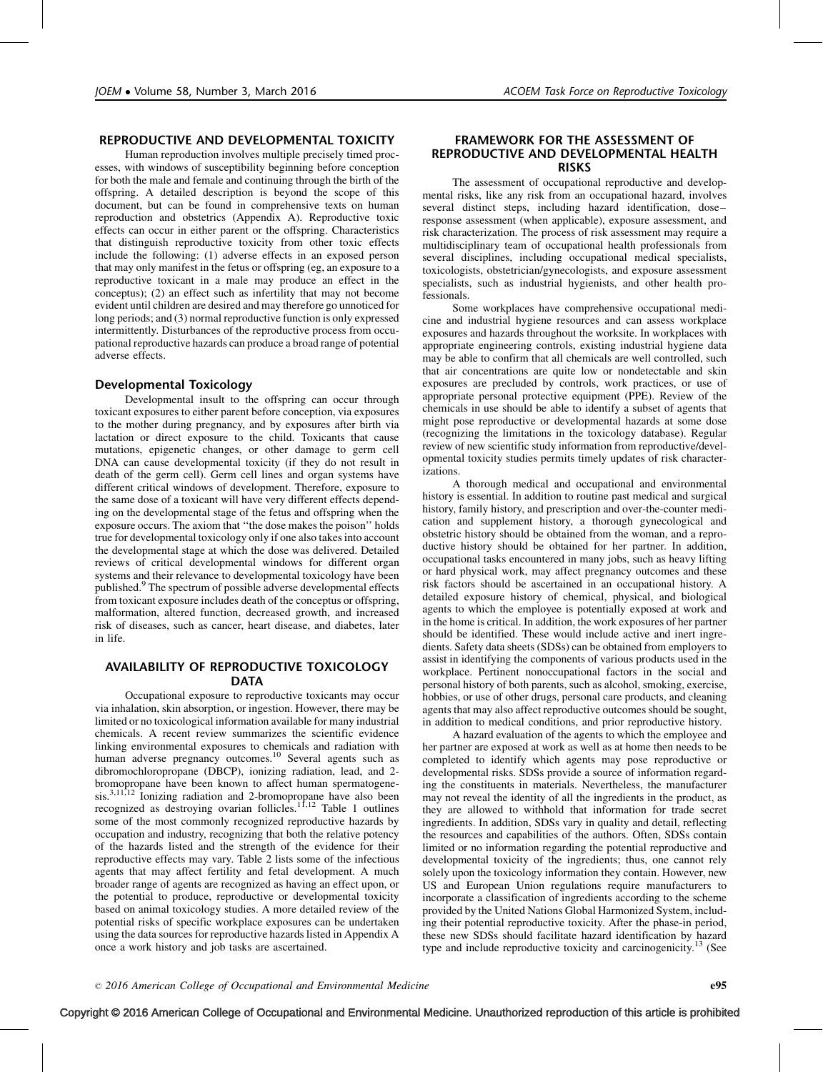## REPRODUCTIVE AND DEVELOPMENTAL TOXICITY

Human reproduction involves multiple precisely timed processes, with windows of susceptibility beginning before conception for both the male and female and continuing through the birth of the offspring. A detailed description is beyond the scope of this document, but can be found in comprehensive texts on human reproduction and obstetrics (Appendix A). Reproductive toxic effects can occur in either parent or the offspring. Characteristics that distinguish reproductive toxicity from other toxic effects include the following: (1) adverse effects in an exposed person that may only manifest in the fetus or offspring (eg, an exposure to a reproductive toxicant in a male may produce an effect in the conceptus); (2) an effect such as infertility that may not become evident until children are desired and may therefore go unnoticed for long periods; and (3) normal reproductive function is only expressed intermittently. Disturbances of the reproductive process from occupational reproductive hazards can produce a broad range of potential adverse effects.

### Developmental Toxicology

Developmental insult to the offspring can occur through toxicant exposures to either parent before conception, via exposures to the mother during pregnancy, and by exposures after birth via lactation or direct exposure to the child. Toxicants that cause mutations, epigenetic changes, or other damage to germ cell DNA can cause developmental toxicity (if they do not result in death of the germ cell). Germ cell lines and organ systems have different critical windows of development. Therefore, exposure to the same dose of a toxicant will have very different effects depending on the developmental stage of the fetus and offspring when the exposure occurs. The axiom that "the dose makes the poison" holds true for developmental toxicology only if one also takes into account the developmental stage at which the dose was delivered. Detailed reviews of critical developmental windows for different organ systems and their relevance to developmental toxicology have been published.[9] The spectrum of possible adverse developmental effects from toxicant exposure includes death of the conceptus or offspring, malformation, altered function, decreased growth, and increased risk of diseases, such as cancer, heart disease, and diabetes, later in life.

## AVAILABILITY OF REPRODUCTIVE TOXICOLOGY DATA

Occupational exposure to reproductive toxicants may occur via inhalation, skin absorption, or ingestion. However, there may be limited or no toxicological information available for many industrial chemicals. A recent review summarizes the scientific evidence linking environmental exposures to chemicals and radiation with human adverse pregnancy outcomes.[10] Several agents such as dibromochloropropane (DBCP), ionizing radiation, lead, and 2-bromopropane have been known to affect human spermatogenesis.[3,11,12] Ionizing radiation and 2-bromopropane have also been recognized as destroying ovarian follicles.[11,12] Table 1 outlines some of the most commonly recognized reproductive hazards by occupation and industry, recognizing that both the relative potency of the hazards listed and the strength of the evidence for their reproductive effects may vary. Table 2 lists some of the infectious agents that may affect fertility and fetal development. A much broader range of agents are recognized as having an effect upon, or the potential to produce, reproductive or developmental toxicity based on animal toxicology studies. A more detailed review of the potential risks of specific workplace exposures can be undertaken using the data sources for reproductive hazards listed in Appendix A once a work history and job tasks are ascertained.

## FRAMEWORK FOR THE ASSESSMENT OF REPRODUCTIVE AND DEVELOPMENTAL HEALTH RISKS

The assessment of occupational reproductive and developmental risks, like any risk from an occupational hazard, involves several distinct steps, including hazard identification, dose–response assessment (when applicable), exposure assessment, and risk characterization. The process of risk assessment may require a multidisciplinary team of occupational health professionals from several disciplines, including occupational medical specialists, toxicologists, obstetrician/gynecologists, and exposure assessment specialists, such as industrial hygienists, and other health professionals.

Some workplaces have comprehensive occupational medicine and industrial hygiene resources and can assess workplace exposures and hazards throughout the worksite. In workplaces with appropriate engineering controls, existing industrial hygiene data may be able to confirm that all chemicals are well controlled, such that air concentrations are quite low or nondetectable and skin exposures are precluded by controls, work practices, or use of appropriate personal protective equipment (PPE). Review of the chemicals in use should be able to identify a subset of agents that might pose reproductive or developmental hazards at some dose (recognizing the limitations in the toxicology database). Regular review of new scientific study information from reproductive/developmental toxicity studies permits timely updates of risk characterizations.

A thorough medical and occupational and environmental history is essential. In addition to routine past medical and surgical history, family history, and prescription and over-the-counter medication and supplement history, a thorough gynecological and obstetric history should be obtained from the woman, and a reproductive history should be obtained for her partner. In addition, occupational tasks encountered in many jobs, such as heavy lifting or hard physical work, may affect pregnancy outcomes and these risk factors should be ascertained in an occupational history. A detailed exposure history of chemical, physical, and biological agents to which the employee is potentially exposed at work and in the home is critical. In addition, the work exposures of her partner should be identified. These would include active and inert ingredients. Safety data sheets (SDSs) can be obtained from employers to assist in identifying the components of various products used in the workplace. Pertinent nonoccupational factors in the social and personal history of both parents, such as alcohol, smoking, exercise, hobbies, or use of other drugs, personal care products, and cleaning agents that may also affect reproductive outcomes should be sought, in addition to medical conditions, and prior reproductive history.

A hazard evaluation of the agents to which the employee and her partner are exposed at work as well as at home then needs to be completed to identify which agents may pose reproductive or developmental risks. SDSs provide a source of information regarding the constituents in materials. Nevertheless, the manufacturer may not reveal the identity of all the ingredients in the product, as they are allowed to withhold that information for trade secret ingredients. In addition, SDSs vary in quality and detail, reflecting the resources and capabilities of the authors. Often, SDSs contain limited or no information regarding the potential reproductive and developmental toxicity of the ingredients; thus, one cannot rely solely upon the toxicology information they contain. However, new US and European Union regulations require manufacturers to incorporate a classification of ingredients according to the scheme provided by the United Nations Global Harmonized System, including their potential reproductive toxicity. After the phase-in period, these new SDSs should facilitate hazard identification by hazard type and include reproductive toxicity and carcinogenicity.[13] (See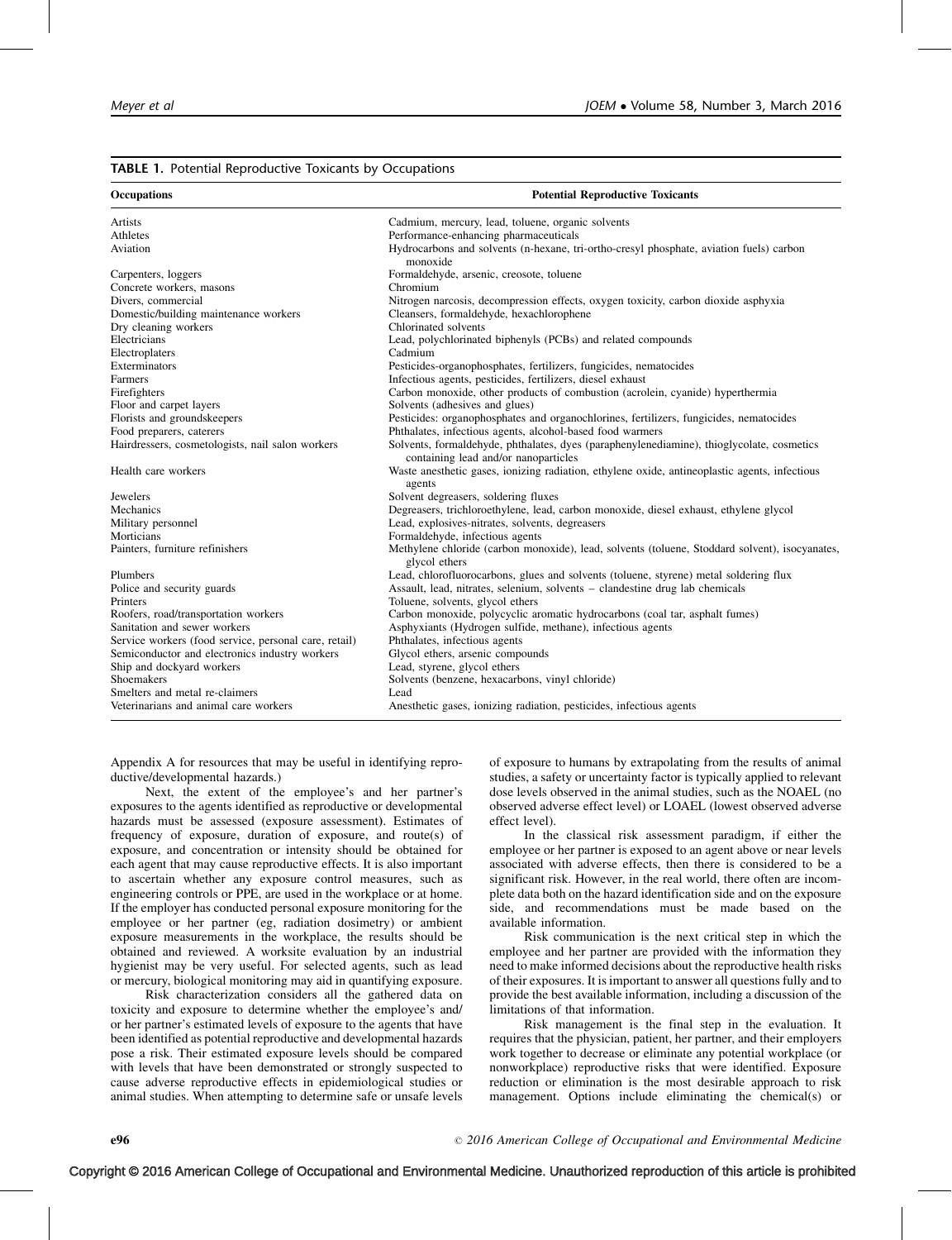**TABLE 1.** Potential Reproductive Toxicants by Occupations

| Occupations | Potential Reproductive Toxicants |
|---|---|
| Artists | Cadmium, mercury, lead, toluene, organic solvents |
| Athletes | Performance-enhancing pharmaceuticals |
| Aviation | Hydrocarbons and solvents (n-hexane, tri-ortho-cresyl phosphate, aviation fuels) carbon monoxide |
| Carpenters, loggers | Formaldehyde, arsenic, creosote, toluene |
| Concrete workers, masons | Chromium |
| Divers, commercial | Nitrogen narcosis, decompression effects, oxygen toxicity, carbon dioxide asphyxia |
| Domestic/building maintenance workers | Cleansers, formaldehyde, hexachlorophene |
| Dry cleaning workers | Chlorinated solvents |
| Electricians | Lead, polychlorinated biphenyls (PCBs) and related compounds |
| Electroplaters | Cadmium |
| Exterminators | Pesticides-organophosphates, fertilizers, fungicides, nematocides |
| Farmers | Infectious agents, pesticides, fertilizers, diesel exhaust |
| Firefighters | Carbon monoxide, other products of combustion (acrolein, cyanide) hyperthermia |
| Floor and carpet layers | Solvents (adhesives and glues) |
| Florists and groundskeepers | Pesticides: organophosphates and organochlorines, fertilizers, fungicides, nematocides |
| Food preparers, caterers | Phthalates, infectious agents, alcohol-based food warmers |
| Hairdressers, cosmetologists, nail salon workers | Solvents, formaldehyde, phthalates, dyes (paraphenylenediamine), thioglycolate, cosmetics containing lead and/or nanoparticles |
| Health care workers | Waste anesthetic gases, ionizing radiation, ethylene oxide, antineoplastic agents, infectious agents |
| Jewelers | Solvent degreasers, soldering fluxes |
| Mechanics | Degreasers, trichloroethylene, lead, carbon monoxide, diesel exhaust, ethylene glycol |
| Military personnel | Lead, explosives-nitrates, solvents, degreasers |
| Morticians | Formaldehyde, infectious agents |
| Painters, furniture refinishers | Methylene chloride (carbon monoxide), lead, solvents (toluene, Stoddard solvent), isocyanates, glycol ethers |
| Plumbers | Lead, chlorofluorocarbons, glues and solvents (toluene, styrene) metal soldering flux |
| Police and security guards | Assault, lead, nitrates, selenium, solvents – clandestine drug lab chemicals |
| Printers | Toluene, solvents, glycol ethers |
| Roofers, road/transportation workers | Carbon monoxide, polycyclic aromatic hydrocarbons (coal tar, asphalt fumes) |
| Sanitation and sewer workers | Asphyxiants (Hydrogen sulfide, methane), infectious agents |
| Service workers (food service, personal care, retail) | Phthalates, infectious agents |
| Semiconductor and electronics industry workers | Glycol ethers, arsenic compounds |
| Ship and dockyard workers | Lead, styrene, glycol ethers |
| Shoemakers | Solvents (benzene, hexacarbons, vinyl chloride) |
| Smelters and metal re-claimers | Lead |
| Veterinarians and animal care workers | Anesthetic gases, ionizing radiation, pesticides, infectious agents |

Appendix A for resources that may be useful in identifying reproductive/developmental hazards.)

Next, the extent of the employee's and her partner's exposures to the agents identified as reproductive or developmental hazards must be assessed (exposure assessment). Estimates of frequency of exposure, duration of exposure, and route(s) of exposure, and concentration or intensity should be obtained for each agent that may cause reproductive effects. It is also important to ascertain whether any exposure control measures, such as engineering controls or PPE, are used in the workplace or at home. If the employer has conducted personal exposure monitoring for the employee or her partner (eg, radiation dosimetry) or ambient exposure measurements in the workplace, the results should be obtained and reviewed. A worksite evaluation by an industrial hygienist may be very useful. For selected agents, such as lead or mercury, biological monitoring may aid in quantifying exposure.

Risk characterization considers all the gathered data on toxicity and exposure to determine whether the employee's and/or her partner's estimated levels of exposure to the agents that have been identified as potential reproductive and developmental hazards pose a risk. Their estimated exposure levels should be compared with levels that have been demonstrated or strongly suspected to cause adverse reproductive effects in epidemiological studies or animal studies. When attempting to determine safe or unsafe levels of exposure to humans by extrapolating from the results of animal studies, a safety or uncertainty factor is typically applied to relevant dose levels observed in the animal studies, such as the NOAEL (no observed adverse effect level) or LOAEL (lowest observed adverse effect level).

In the classical risk assessment paradigm, if either the employee or her partner is exposed to an agent above or near levels associated with adverse effects, then there is considered to be a significant risk. However, in the real world, there often are incomplete data both on the hazard identification side and on the exposure side, and recommendations must be made based on the available information.

Risk communication is the next critical step in which the employee and her partner are provided with the information they need to make informed decisions about the reproductive health risks of their exposures. It is important to answer all questions fully and to provide the best available information, including a discussion of the limitations of that information.

Risk management is the final step in the evaluation. It requires that the physician, patient, her partner, and their employers work together to decrease or eliminate any potential workplace (or nonworkplace) reproductive risks that were identified. Exposure reduction or elimination is the most desirable approach to risk management. Options include eliminating the chemical(s) or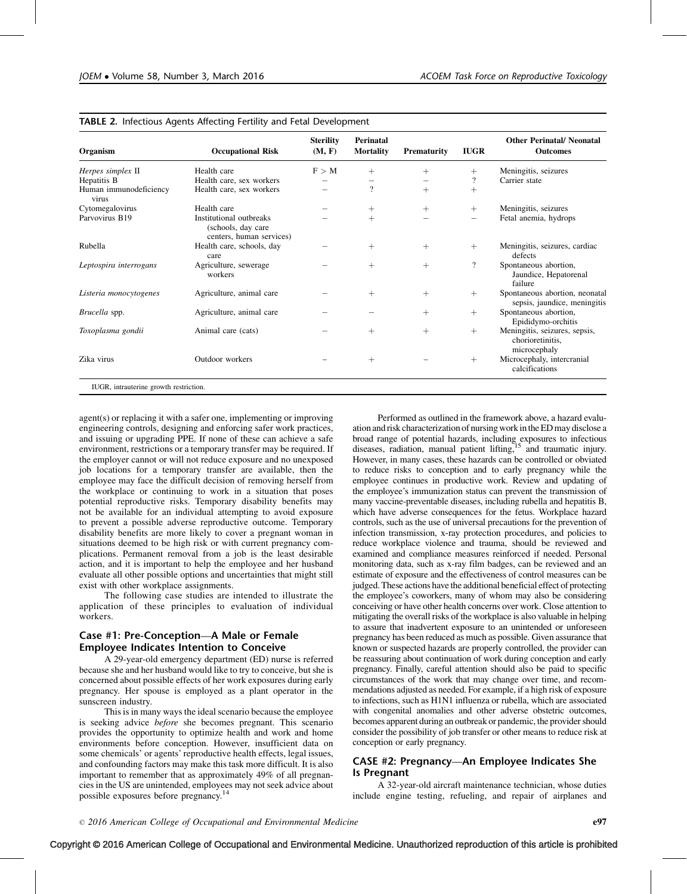**TABLE 2.** Infectious Agents Affecting Fertility and Fetal Development

| Organism | Occupational Risk | Sterility (M, F) | Perinatal Mortality | Prematurity | IUGR | Other Perinatal/ Neonatal Outcomes |
|---|---|---|---|---|---|---|
| *Herpes simplex* II | Health care | F > M | + | + | + | Meningitis, seizures |
| Hepatitis B | Health care, sex workers | – | – | – | ? | Carrier state |
| Human immunodeficiency virus | Health care, sex workers | – | ? | + | + | |
| Cytomegalovirus | Health care | – | + | + | + | Meningitis, seizures |
| Parvovirus B19 | Institutional outbreaks (schools, day care centers, human services) | – | + | – | – | Fetal anemia, hydrops |
| Rubella | Health care, schools, day care | – | + | + | + | Meningitis, seizures, cardiac defects |
| *Leptospira interrogans* | Agriculture, sewerage workers | – | + | + | ? | Spontaneous abortion, Jaundice, Hepatorenal failure |
| *Listeria monocytogenes* | Agriculture, animal care | – | + | + | + | Spontaneous abortion, neonatal sepsis, jaundice, meningitis |
| *Brucella* spp. | Agriculture, animal care | – | – | + | + | Spontaneous abortion, Epididymo-orchitis |
| *Toxoplasma gondii* | Animal care (cats) | – | + | + | + | Meningitis, seizures, sepsis, chorioretinitis, microcephaly |
| Zika virus | Outdoor workers | – | + | – | + | Microcephaly, intercranial calcifications |

IUGR, intrauterine growth restriction.

agent(s) or replacing it with a safer one, implementing or improving engineering controls, designing and enforcing safer work practices, and issuing or upgrading PPE. If none of these can achieve a safe environment, restrictions or a temporary transfer may be required. If the employer cannot or will not reduce exposure and no unexposed job locations for a temporary transfer are available, then the employee may face the difficult decision of removing herself from the workplace or continuing to work in a situation that poses potential reproductive risks. Temporary disability benefits may not be available for an individual attempting to avoid exposure to prevent a possible adverse reproductive outcome. Temporary disability benefits are more likely to cover a pregnant woman in situations deemed to be high risk or with current pregnancy complications. Permanent removal from a job is the least desirable action, and it is important to help the employee and her husband evaluate all other possible options and uncertainties that might still exist with other workplace assignments.

The following case studies are intended to illustrate the application of these principles to evaluation of individual workers.

## Case #1: Pre-Conception—A Male or Female Employee Indicates Intention to Conceive

A 29-year-old emergency department (ED) nurse is referred because she and her husband would like to try to conceive, but she is concerned about possible effects of her work exposures during early pregnancy. Her spouse is employed as a plant operator in the sunscreen industry.

This is in many ways the ideal scenario because the employee is seeking advice *before* she becomes pregnant. This scenario provides the opportunity to optimize health and work and home environments before conception. However, insufficient data on some chemicals' or agents' reproductive health effects, legal issues, and confounding factors may make this task more difficult. It is also important to remember that as approximately 49% of all pregnancies in the US are unintended, employees may not seek advice about possible exposures before pregnancy.[14]

Performed as outlined in the framework above, a hazard evaluation and risk characterization of nursing work in the ED may disclose a broad range of potential hazards, including exposures to infectious diseases, radiation, manual patient lifting,[15] and traumatic injury. However, in many cases, these hazards can be controlled or obviated to reduce risks to conception and to early pregnancy while the employee continues in productive work. Review and updating of the employee's immunization status can prevent the transmission of many vaccine-preventable diseases, including rubella and hepatitis B, which have adverse consequences for the fetus. Workplace hazard controls, such as the use of universal precautions for the prevention of infection transmission, x-ray protection procedures, and policies to reduce workplace violence and trauma, should be reviewed and examined and compliance measures reinforced if needed. Personal monitoring data, such as x-ray film badges, can be reviewed and an estimate of exposure and the effectiveness of control measures can be judged. These actions have the additional beneficial effect of protecting the employee's coworkers, many of whom may also be considering conceiving or have other health concerns over work. Close attention to mitigating the overall risks of the workplace is also valuable in helping to assure that inadvertent exposure to an unintended or unforeseen pregnancy has been reduced as much as possible. Given assurance that known or suspected hazards are properly controlled, the provider can be reassuring about continuation of work during conception and early pregnancy. Finally, careful attention should also be paid to specific circumstances of the work that may change over time, and recommendations adjusted as needed. For example, if a high risk of exposure to infections, such as H1N1 influenza or rubella, which are associated with congenital anomalies and other adverse obstetric outcomes, becomes apparent during an outbreak or pandemic, the provider should consider the possibility of job transfer or other means to reduce risk at conception or early pregnancy.

## CASE #2: Pregnancy—An Employee Indicates She Is Pregnant

A 32-year-old aircraft maintenance technician, whose duties include engine testing, refueling, and repair of airplanes and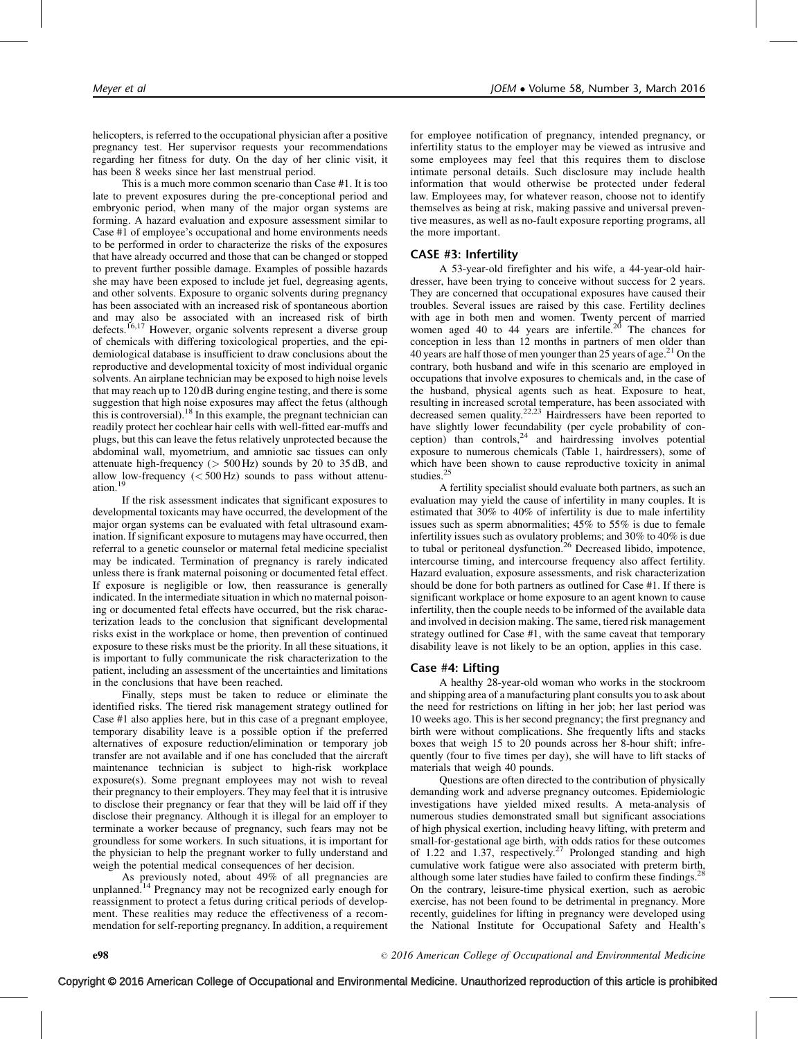helicopters, is referred to the occupational physician after a positive pregnancy test. Her supervisor requests your recommendations regarding her fitness for duty. On the day of her clinic visit, it has been 8 weeks since her last menstrual period.

This is a much more common scenario than Case #1. It is too late to prevent exposures during the pre-conceptional period and embryonic period, when many of the major organ systems are forming. A hazard evaluation and exposure assessment similar to Case #1 of employee's occupational and home environments needs to be performed in order to characterize the risks of the exposures that have already occurred and those that can be changed or stopped to prevent further possible damage. Examples of possible hazards she may have been exposed to include jet fuel, degreasing agents, and other solvents. Exposure to organic solvents during pregnancy has been associated with an increased risk of spontaneous abortion and may also be associated with an increased risk of birth defects.[16,17] However, organic solvents represent a diverse group of chemicals with differing toxicological properties, and the epidemiological database is insufficient to draw conclusions about the reproductive and developmental toxicity of most individual organic solvents. An airplane technician may be exposed to high noise levels that may reach up to 120 dB during engine testing, and there is some suggestion that high noise exposures may affect the fetus (although this is controversial).[18] In this example, the pregnant technician can readily protect her cochlear hair cells with well-fitted ear-muffs and plugs, but this can leave the fetus relatively unprotected because the abdominal wall, myometrium, and amniotic sac tissues can only attenuate high-frequency (> 500 Hz) sounds by 20 to 35 dB, and allow low-frequency (< 500 Hz) sounds to pass without attenuation.[19]

If the risk assessment indicates that significant exposures to developmental toxicants may have occurred, the development of the major organ systems can be evaluated with fetal ultrasound examination. If significant exposure to mutagens may have occurred, then referral to a genetic counselor or maternal fetal medicine specialist may be indicated. Termination of pregnancy is rarely indicated unless there is frank maternal poisoning or documented fetal effect. If exposure is negligible or low, then reassurance is generally indicated. In the intermediate situation in which no maternal poisoning or documented fetal effects have occurred, but the risk characterization leads to the conclusion that significant developmental risks exist in the workplace or home, then prevention of continued exposure to these risks must be the priority. In all these situations, it is important to fully communicate the risk characterization to the patient, including an assessment of the uncertainties and limitations in the conclusions that have been reached.

Finally, steps must be taken to reduce or eliminate the identified risks. The tiered risk management strategy outlined for Case #1 also applies here, but in this case of a pregnant employee, temporary disability leave is a possible option if the preferred alternatives of exposure reduction/elimination or temporary job transfer are not available and if one has concluded that the aircraft maintenance technician is subject to high-risk workplace exposure(s). Some pregnant employees may not wish to reveal their pregnancy to their employers. They may feel that it is intrusive to disclose their pregnancy or fear that they will be laid off if they disclose their pregnancy. Although it is illegal for an employer to terminate a worker because of pregnancy, such fears may not be groundless for some workers. In such situations, it is important for the physician to help the pregnant worker to fully understand and weigh the potential medical consequences of her decision.

As previously noted, about 49% of all pregnancies are unplanned.[14] Pregnancy may not be recognized early enough for reassignment to protect a fetus during critical periods of development. These realities may reduce the effectiveness of a recommendation for self-reporting pregnancy. In addition, a requirement for employee notification of pregnancy, intended pregnancy, or infertility status to the employer may be viewed as intrusive and some employees may feel that this requires them to disclose intimate personal details. Such disclosure may include health information that would otherwise be protected under federal law. Employees may, for whatever reason, choose not to identify themselves as being at risk, making passive and universal preventive measures, as well as no-fault exposure reporting programs, all the more important.

## CASE #3: Infertility

A 53-year-old firefighter and his wife, a 44-year-old hairdresser, have been trying to conceive without success for 2 years. They are concerned that occupational exposures have caused their troubles. Several issues are raised by this case. Fertility declines with age in both men and women. Twenty percent of married women aged 40 to 44 years are infertile.[20] The chances for conception in less than 12 months in partners of men older than 40 years are half those of men younger than 25 years of age.[21] On the contrary, both husband and wife in this scenario are employed in occupations that involve exposures to chemicals and, in the case of the husband, physical agents such as heat. Exposure to heat, resulting in increased scrotal temperature, has been associated with decreased semen quality.[22,23] Hairdressers have been reported to have slightly lower fecundability (per cycle probability of conception) than controls,[24] and hairdressing involves potential exposure to numerous chemicals (Table 1, hairdressers), some of which have been shown to cause reproductive toxicity in animal studies.[25]

A fertility specialist should evaluate both partners, as such an evaluation may yield the cause of infertility in many couples. It is estimated that 30% to 40% of infertility is due to male infertility issues such as sperm abnormalities; 45% to 55% is due to female infertility issues such as ovulatory problems; and 30% to 40% is due to tubal or peritoneal dysfunction.[26] Decreased libido, impotence, intercourse timing, and intercourse frequency also affect fertility. Hazard evaluation, exposure assessments, and risk characterization should be done for both partners as outlined for Case #1. If there is significant workplace or home exposure to an agent known to cause infertility, then the couple needs to be informed of the available data and involved in decision making. The same, tiered risk management strategy outlined for Case #1, with the same caveat that temporary disability leave is not likely to be an option, applies in this case.

## Case #4: Lifting

A healthy 28-year-old woman who works in the stockroom and shipping area of a manufacturing plant consults you to ask about the need for restrictions on lifting in her job; her last period was 10 weeks ago. This is her second pregnancy; the first pregnancy and birth were without complications. She frequently lifts and stacks boxes that weigh 15 to 20 pounds across her 8-hour shift; infrequently (four to five times per day), she will have to lift stacks of materials that weigh 40 pounds.

Questions are often directed to the contribution of physically demanding work and adverse pregnancy outcomes. Epidemiologic investigations have yielded mixed results. A meta-analysis of numerous studies demonstrated small but significant associations of high physical exertion, including heavy lifting, with preterm and small-for-gestational age birth, with odds ratios for these outcomes of 1.22 and 1.37, respectively.[27] Prolonged standing and high cumulative work fatigue were also associated with preterm birth, although some later studies have failed to confirm these findings.[28] On the contrary, leisure-time physical exertion, such as aerobic exercise, has not been found to be detrimental in pregnancy. More recently, guidelines for lifting in pregnancy were developed using the National Institute for Occupational Safety and Health's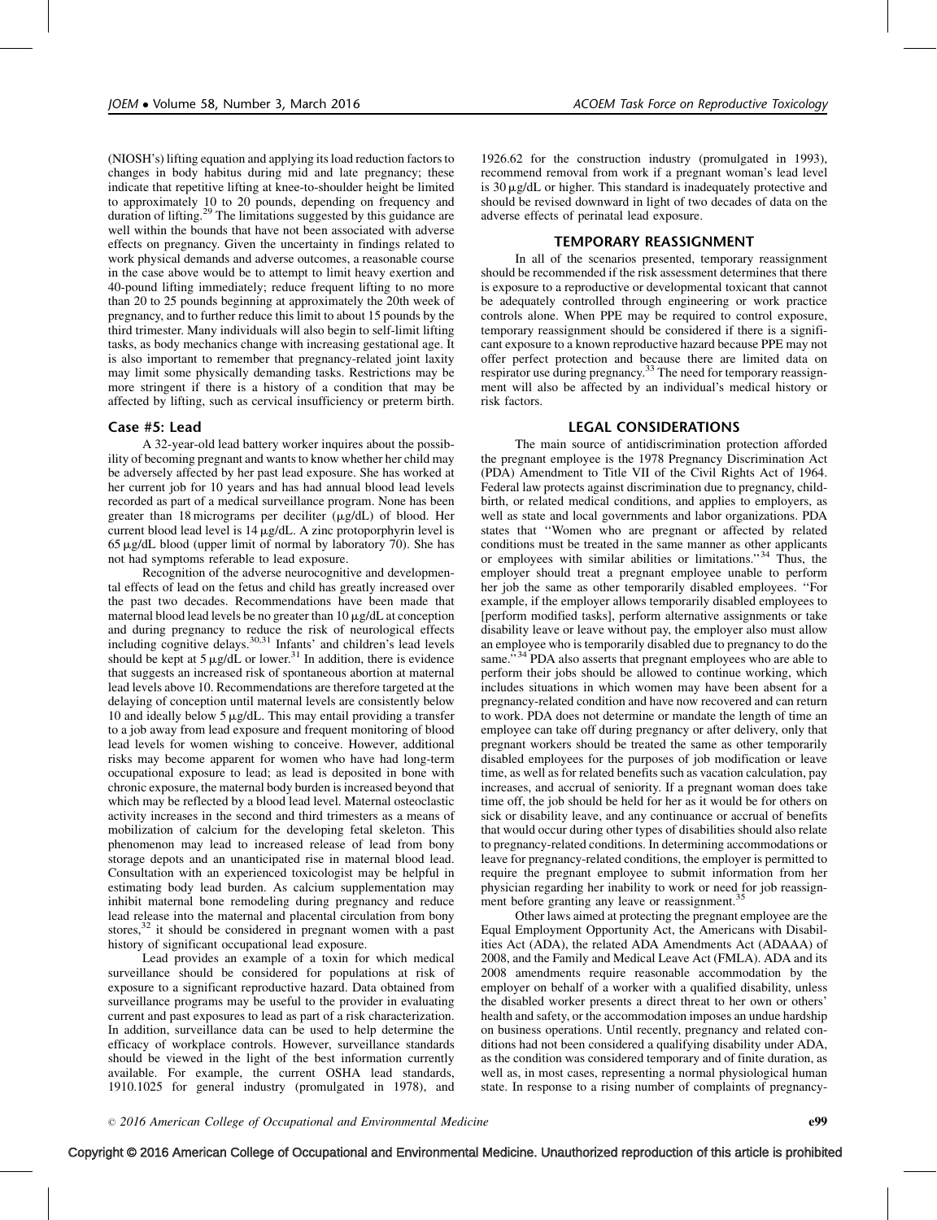(NIOSH's) lifting equation and applying its load reduction factors to changes in body habitus during mid and late pregnancy; these indicate that repetitive lifting at knee-to-shoulder height be limited to approximately 10 to 20 pounds, depending on frequency and duration of lifting.[29] The limitations suggested by this guidance are well within the bounds that have not been associated with adverse effects on pregnancy. Given the uncertainty in findings related to work physical demands and adverse outcomes, a reasonable course in the case above would be to attempt to limit heavy exertion and 40-pound lifting immediately; reduce frequent lifting to no more than 20 to 25 pounds beginning at approximately the 20th week of pregnancy, and to further reduce this limit to about 15 pounds by the third trimester. Many individuals will also begin to self-limit lifting tasks, as body mechanics change with increasing gestational age. It is also important to remember that pregnancy-related joint laxity may limit some physically demanding tasks. Restrictions may be more stringent if there is a history of a condition that may be affected by lifting, such as cervical insufficiency or preterm birth.

### Case #5: Lead

A 32-year-old lead battery worker inquires about the possibility of becoming pregnant and wants to know whether her child may be adversely affected by her past lead exposure. She has worked at her current job for 10 years and has had annual blood lead levels recorded as part of a medical surveillance program. None has been greater than 18 micrograms per deciliter (μg/dL) of blood. Her current blood lead level is 14 μg/dL. A zinc protoporphyrin level is 65 μg/dL blood (upper limit of normal by laboratory 70). She has not had symptoms referable to lead exposure.

Recognition of the adverse neurocognitive and developmental effects of lead on the fetus and child has greatly increased over the past two decades. Recommendations have been made that maternal blood lead levels be no greater than 10 μg/dL at conception and during pregnancy to reduce the risk of neurological effects including cognitive delays.[30,31] Infants' and children's lead levels should be kept at 5 μg/dL or lower.[31] In addition, there is evidence that suggests an increased risk of spontaneous abortion at maternal lead levels above 10. Recommendations are therefore targeted at the delaying of conception until maternal levels are consistently below 10 and ideally below 5 μg/dL. This may entail providing a transfer to a job away from lead exposure and frequent monitoring of blood lead levels for women wishing to conceive. However, additional risks may become apparent for women who have had long-term occupational exposure to lead; as lead is deposited in bone with chronic exposure, the maternal body burden is increased beyond that which may be reflected by a blood lead level. Maternal osteoclastic activity increases in the second and third trimesters as a means of mobilization of calcium for the developing fetal skeleton. This phenomenon may lead to increased release of lead from bony storage depots and an unanticipated rise in maternal blood lead. Consultation with an experienced toxicologist may be helpful in estimating body lead burden. As calcium supplementation may inhibit maternal bone remodeling during pregnancy and reduce lead release into the maternal and placental circulation from bony stores,[32] it should be considered in pregnant women with a past history of significant occupational lead exposure.

Lead provides an example of a toxin for which medical surveillance should be considered for populations at risk of exposure to a significant reproductive hazard. Data obtained from surveillance programs may be useful to the provider in evaluating current and past exposures to lead as part of a risk characterization. In addition, surveillance data can be used to help determine the efficacy of workplace controls. However, surveillance standards should be viewed in the light of the best information currently available. For example, the current OSHA lead standards, 1910.1025 for general industry (promulgated in 1978), and 1926.62 for the construction industry (promulgated in 1993), recommend removal from work if a pregnant woman's lead level is 30 μg/dL or higher. This standard is inadequately protective and should be revised downward in light of two decades of data on the adverse effects of perinatal lead exposure.

## TEMPORARY REASSIGNMENT

In all of the scenarios presented, temporary reassignment should be recommended if the risk assessment determines that there is exposure to a reproductive or developmental toxicant that cannot be adequately controlled through engineering or work practice controls alone. When PPE may be required to control exposure, temporary reassignment should be considered if there is a significant exposure to a known reproductive hazard because PPE may not offer perfect protection and because there are limited data on respirator use during pregnancy.[33] The need for temporary reassignment will also be affected by an individual's medical history or risk factors.

## LEGAL CONSIDERATIONS

The main source of antidiscrimination protection afforded the pregnant employee is the 1978 Pregnancy Discrimination Act (PDA) Amendment to Title VII of the Civil Rights Act of 1964. Federal law protects against discrimination due to pregnancy, childbirth, or related medical conditions, and applies to employers, as well as state and local governments and labor organizations. PDA states that "Women who are pregnant or affected by related conditions must be treated in the same manner as other applicants or employees with similar abilities or limitations."[34] Thus, the employer should treat a pregnant employee unable to perform her job the same as other temporarily disabled employees. "For example, if the employer allows temporarily disabled employees to [perform modified tasks], perform alternative assignments or take disability leave or leave without pay, the employer also must allow an employee who is temporarily disabled due to pregnancy to do the same."[34] PDA also asserts that pregnant employees who are able to perform their jobs should be allowed to continue working, which includes situations in which women may have been absent for a pregnancy-related condition and have now recovered and can return to work. PDA does not determine or mandate the length of time an employee can take off during pregnancy or after delivery, only that pregnant workers should be treated the same as other temporarily disabled employees for the purposes of job modification or leave time, as well as for related benefits such as vacation calculation, pay increases, and accrual of seniority. If a pregnant woman does take time off, the job should be held for her as it would be for others on sick or disability leave, and any continuance or accrual of benefits that would occur during other types of disabilities should also relate to pregnancy-related conditions. In determining accommodations or leave for pregnancy-related conditions, the employer is permitted to require the pregnant employee to submit information from her physician regarding her inability to work or need for job reassignment before granting any leave or reassignment.[35]

Other laws aimed at protecting the pregnant employee are the Equal Employment Opportunity Act, the Americans with Disabilities Act (ADA), the related ADA Amendments Act (ADAAA) of 2008, and the Family and Medical Leave Act (FMLA). ADA and its 2008 amendments require reasonable accommodation by the employer on behalf of a worker with a qualified disability, unless the disabled worker presents a direct threat to her own or others' health and safety, or the accommodation imposes an undue hardship on business operations. Until recently, pregnancy and related conditions had not been considered a qualifying disability under ADA, as the condition was considered temporary and of finite duration, as well as, in most cases, representing a normal physiological human state. In response to a rising number of complaints of pregnancy-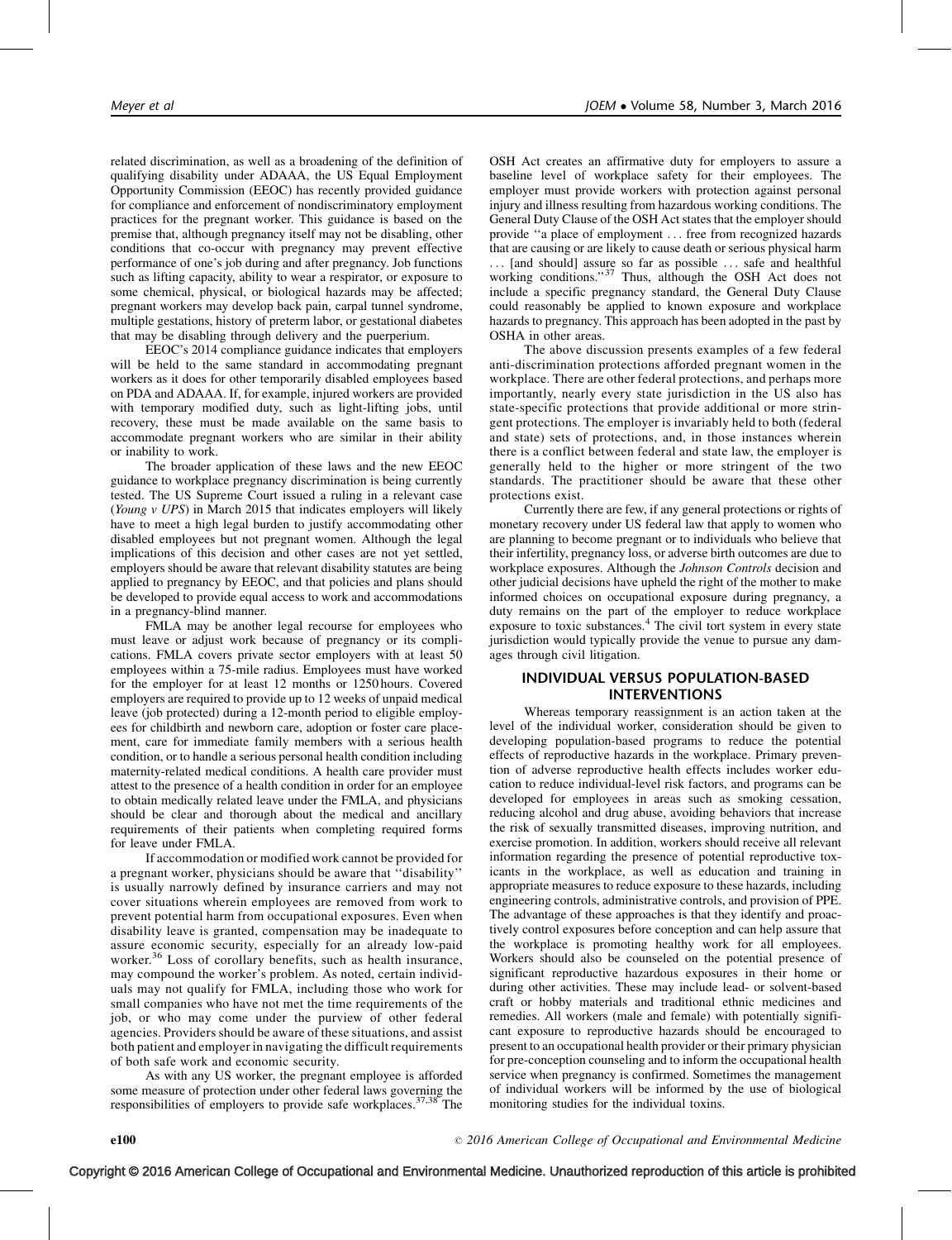related discrimination, as well as a broadening of the definition of qualifying disability under ADAAA, the US Equal Employment Opportunity Commission (EEOC) has recently provided guidance for compliance and enforcement of nondiscriminatory employment practices for the pregnant worker. This guidance is based on the premise that, although pregnancy itself may not be disabling, other conditions that co-occur with pregnancy may prevent effective performance of one's job during and after pregnancy. Job functions such as lifting capacity, ability to wear a respirator, or exposure to some chemical, physical, or biological hazards may be affected; pregnant workers may develop back pain, carpal tunnel syndrome, multiple gestations, history of preterm labor, or gestational diabetes that may be disabling through delivery and the puerperium.

EEOC's 2014 compliance guidance indicates that employers will be held to the same standard in accommodating pregnant workers as it does for other temporarily disabled employees based on PDA and ADAAA. If, for example, injured workers are provided with temporary modified duty, such as light-lifting jobs, until recovery, these must be made available on the same basis to accommodate pregnant workers who are similar in their ability or inability to work.

The broader application of these laws and the new EEOC guidance to workplace pregnancy discrimination is being currently tested. The US Supreme Court issued a ruling in a relevant case (*Young v UPS*) in March 2015 that indicates employers will likely have to meet a high legal burden to justify accommodating other disabled employees but not pregnant women. Although the legal implications of this decision and other cases are not yet settled, employers should be aware that relevant disability statutes are being applied to pregnancy by EEOC, and that policies and plans should be developed to provide equal access to work and accommodations in a pregnancy-blind manner.

FMLA may be another legal recourse for employees who must leave or adjust work because of pregnancy or its complications. FMLA covers private sector employers with at least 50 employees within a 75-mile radius. Employees must have worked for the employer for at least 12 months or 1250 hours. Covered employers are required to provide up to 12 weeks of unpaid medical leave (job protected) during a 12-month period to eligible employees for childbirth and newborn care, adoption or foster care placement, care for immediate family members with a serious health condition, or to handle a serious personal health condition including maternity-related medical conditions. A health care provider must attest to the presence of a health condition in order for an employee to obtain medically related leave under the FMLA, and physicians should be clear and thorough about the medical and ancillary requirements of their patients when completing required forms for leave under FMLA.

If accommodation or modified work cannot be provided for a pregnant worker, physicians should be aware that "disability" is usually narrowly defined by insurance carriers and may not cover situations wherein employees are removed from work to prevent potential harm from occupational exposures. Even when disability leave is granted, compensation may be inadequate to assure economic security, especially for an already low-paid worker.[36] Loss of corollary benefits, such as health insurance, may compound the worker's problem. As noted, certain individuals may not qualify for FMLA, including those who work for small companies who have not met the time requirements of the job, or who may come under the purview of other federal agencies. Providers should be aware of these situations, and assist both patient and employer in navigating the difficult requirements of both safe work and economic security.

As with any US worker, the pregnant employee is afforded some measure of protection under other federal laws governing the responsibilities of employers to provide safe workplaces.[37,38] The OSH Act creates an affirmative duty for employers to assure a baseline level of workplace safety for their employees. The employer must provide workers with protection against personal injury and illness resulting from hazardous working conditions. The General Duty Clause of the OSH Act states that the employer should provide "a place of employment ... free from recognized hazards that are causing or are likely to cause death or serious physical harm ... [and should] assure so far as possible ... safe and healthful working conditions."[37] Thus, although the OSH Act does not include a specific pregnancy standard, the General Duty Clause could reasonably be applied to known exposure and workplace hazards to pregnancy. This approach has been adopted in the past by OSHA in other areas.

The above discussion presents examples of a few federal anti-discrimination protections afforded pregnant women in the workplace. There are other federal protections, and perhaps more importantly, nearly every state jurisdiction in the US also has state-specific protections that provide additional or more stringent protections. The employer is invariably held to both (federal and state) sets of protections, and, in those instances wherein there is a conflict between federal and state law, the employer is generally held to the higher or more stringent of the two standards. The practitioner should be aware that these other protections exist.

Currently there are few, if any general protections or rights of monetary recovery under US federal law that apply to women who are planning to become pregnant or to individuals who believe that their infertility, pregnancy loss, or adverse birth outcomes are due to workplace exposures. Although the *Johnson Controls* decision and other judicial decisions have upheld the right of the mother to make informed choices on occupational exposure during pregnancy, a duty remains on the part of the employer to reduce workplace exposure to toxic substances.[4] The civil tort system in every state jurisdiction would typically provide the venue to pursue any damages through civil litigation.

## INDIVIDUAL VERSUS POPULATION-BASED INTERVENTIONS

Whereas temporary reassignment is an action taken at the level of the individual worker, consideration should be given to developing population-based programs to reduce the potential effects of reproductive hazards in the workplace. Primary prevention of adverse reproductive health effects includes worker education to reduce individual-level risk factors, and programs can be developed for employees in areas such as smoking cessation, reducing alcohol and drug abuse, avoiding behaviors that increase the risk of sexually transmitted diseases, improving nutrition, and exercise promotion. In addition, workers should receive all relevant information regarding the presence of potential reproductive toxicants in the workplace, as well as education and training in appropriate measures to reduce exposure to these hazards, including engineering controls, administrative controls, and provision of PPE. The advantage of these approaches is that they identify and proactively control exposures before conception and can help assure that the workplace is promoting healthy work for all employees. Workers should also be counseled on the potential presence of significant reproductive hazardous exposures in their home or during other activities. These may include lead- or solvent-based craft or hobby materials and traditional ethnic medicines and remedies. All workers (male and female) with potentially significant exposure to reproductive hazards should be encouraged to present to an occupational health provider or their primary physician for pre-conception counseling and to inform the occupational health service when pregnancy is confirmed. Sometimes the management of individual workers will be informed by the use of biological monitoring studies for the individual toxins.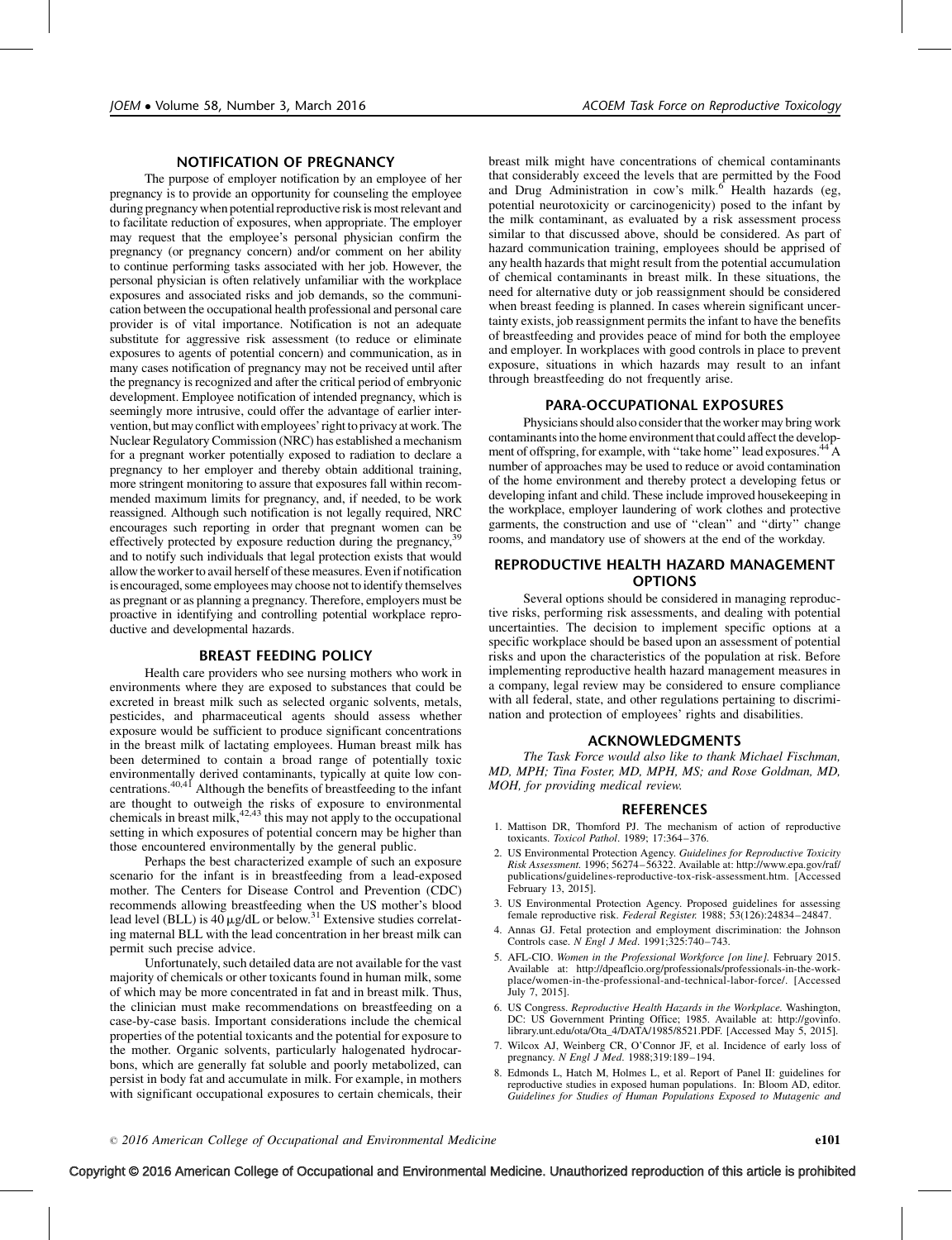## NOTIFICATION OF PREGNANCY

The purpose of employer notification by an employee of her pregnancy is to provide an opportunity for counseling the employee during pregnancy when potential reproductive risk is most relevant and to facilitate reduction of exposures, when appropriate. The employer may request that the employee's personal physician confirm the pregnancy (or pregnancy concern) and/or comment on her ability to continue performing tasks associated with her job. However, the personal physician is often relatively unfamiliar with the workplace exposures and associated risks and job demands, so the communication between the occupational health professional and personal care provider is of vital importance. Notification is not an adequate substitute for aggressive risk assessment (to reduce or eliminate exposures to agents of potential concern) and communication, as in many cases notification of pregnancy may not be received until after the pregnancy is recognized and after the critical period of embryonic development. Employee notification of intended pregnancy, which is seemingly more intrusive, could offer the advantage of earlier intervention, but may conflict with employees' right to privacy at work. The Nuclear Regulatory Commission (NRC) has established a mechanism for a pregnant worker potentially exposed to radiation to declare a pregnancy to her employer and thereby obtain additional training, more stringent monitoring to assure that exposures fall within recommended maximum limits for pregnancy, and, if needed, to be work reassigned. Although such notification is not legally required, NRC encourages such reporting in order that pregnant women can be effectively protected by exposure reduction during the pregnancy,[39] and to notify such individuals that legal protection exists that would allow the worker to avail herself of these measures. Even if notification is encouraged, some employees may choose not to identify themselves as pregnant or as planning a pregnancy. Therefore, employers must be proactive in identifying and controlling potential workplace reproductive and developmental hazards.

## BREAST FEEDING POLICY

Health care providers who see nursing mothers who work in environments where they are exposed to substances that could be excreted in breast milk such as selected organic solvents, metals, pesticides, and pharmaceutical agents should assess whether exposure would be sufficient to produce significant concentrations in the breast milk of lactating employees. Human breast milk has been determined to contain a broad range of potentially toxic environmentally derived contaminants, typically at quite low concentrations.[40,41] Although the benefits of breastfeeding to the infant are thought to outweigh the risks of exposure to environmental chemicals in breast milk,[42,43] this may not apply to the occupational setting in which exposures of potential concern may be higher than those encountered environmentally by the general public.

Perhaps the best characterized example of such an exposure scenario for the infant is in breastfeeding from a lead-exposed mother. The Centers for Disease Control and Prevention (CDC) recommends allowing breastfeeding when the US mother's blood lead level (BLL) is 40 μg/dL or below.[31] Extensive studies correlating maternal BLL with the lead concentration in her breast milk can permit such precise advice.

Unfortunately, such detailed data are not available for the vast majority of chemicals or other toxicants found in human milk, some of which may be more concentrated in fat and in breast milk. Thus, the clinician must make recommendations on breastfeeding on a case-by-case basis. Important considerations include the chemical properties of the potential toxicants and the potential for exposure to the mother. Organic solvents, particularly halogenated hydrocarbons, which are generally fat soluble and poorly metabolized, can persist in body fat and accumulate in milk. For example, in mothers with significant occupational exposures to certain chemicals, their breast milk might have concentrations of chemical contaminants that considerably exceed the levels that are permitted by the Food and Drug Administration in cow's milk.[6] Health hazards (eg, potential neurotoxicity or carcinogenicity) posed to the infant by the milk contaminant, as evaluated by a risk assessment process similar to that discussed above, should be considered. As part of hazard communication training, employees should be apprised of any health hazards that might result from the potential accumulation of chemical contaminants in breast milk. In these situations, the need for alternative duty or job reassignment should be considered when breast feeding is planned. In cases wherein significant uncertainty exists, job reassignment permits the infant to have the benefits of breastfeeding and provides peace of mind for both the employee and employer. In workplaces with good controls in place to prevent exposure, situations in which hazards may result to an infant through breastfeeding do not frequently arise.

## PARA-OCCUPATIONAL EXPOSURES

Physicians should also consider that the worker may bring work contaminants into the home environment that could affect the development of offspring, for example, with "take home" lead exposures.[44] A number of approaches may be used to reduce or avoid contamination of the home environment and thereby protect a developing fetus or developing infant and child. These include improved housekeeping in the workplace, employer laundering of work clothes and protective garments, the construction and use of "clean" and "dirty" change rooms, and mandatory use of showers at the end of the workday.

## REPRODUCTIVE HEALTH HAZARD MANAGEMENT OPTIONS

Several options should be considered in managing reproductive risks, performing risk assessments, and dealing with potential uncertainties. The decision to implement specific options at a specific workplace should be based upon an assessment of potential risks and upon the characteristics of the population at risk. Before implementing reproductive health hazard management measures in a company, legal review may be considered to ensure compliance with all federal, state, and other regulations pertaining to discrimination and protection of employees' rights and disabilities.

## ACKNOWLEDGMENTS

*The Task Force would also like to thank Michael Fischman, MD, MPH; Tina Foster, MD, MPH, MS; and Rose Goldman, MD, MOH, for providing medical review.*

## REFERENCES

1. Mattison DR, Thomford PJ. The mechanism of action of reproductive toxicants. *Toxicol Pathol*. 1989; 17:364–376.
2. US Environmental Protection Agency. *Guidelines for Reproductive Toxicity Risk Assessment.* 1996; 56274–56322. Available at: http://www.epa.gov/raf/publications/guidelines-reproductive-tox-risk-assessment.htm. [Accessed February 13, 2015].
3. US Environmental Protection Agency. Proposed guidelines for assessing female reproductive risk. *Federal Register.* 1988; 53(126):24834–24847.
4. Annas GJ. Fetal protection and employment discrimination: the Johnson Controls case. *N Engl J Med*. 1991;325:740–743.
5. AFL-CIO. *Women in the Professional Workforce [on line].* February 2015. Available at: http://dpeaflcio.org/professionals/professionals-in-the-workplace/women-in-the-professional-and-technical-labor-force/. [Accessed July 7, 2015].
6. US Congress. *Reproductive Health Hazards in the Workplace.* Washington, DC: US Government Printing Office; 1985. Available at: http://govinfo.library.unt.edu/ota/Ota_4/DATA/1985/8521.PDF. [Accessed May 5, 2015].
7. Wilcox AJ, Weinberg CR, O'Connor JF, et al. Incidence of early loss of pregnancy. *N Engl J Med*. 1988;319:189–194.
8. Edmonds L, Hatch M, Holmes L, et al. Report of Panel II: guidelines for reproductive studies in exposed human populations. In: Bloom AD, editor. *Guidelines for Studies of Human Populations Exposed to Mutagenic and*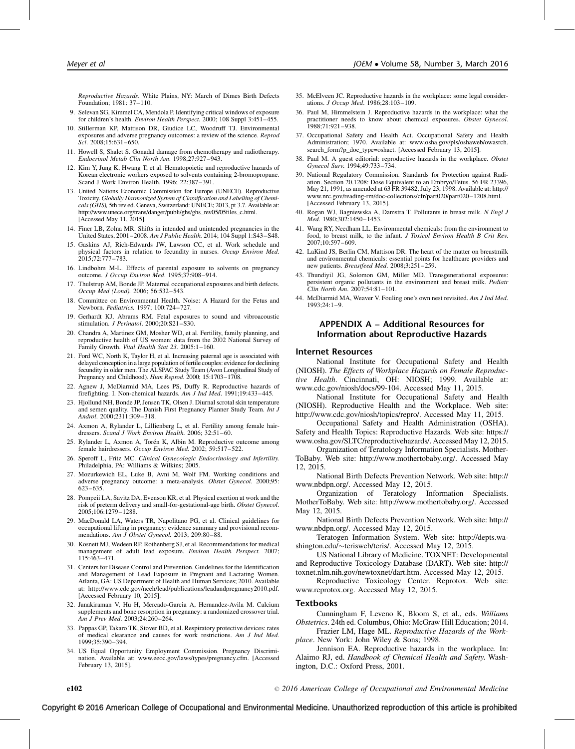Reproductive Hazards. White Plains, NY: March of Dimes Birth Defects Foundation; 1981: 37–110.

9. Selevan SG, Kimmel CA, Mendola P. Identifying critical windows of exposure for children's health. *Environ Health Perspect.* 2000; 108 Suppl 3:451–455.
10. Stillerman KP, Mattison DR, Giudice LC, Woodruff TJ. Environmental exposures and adverse pregnancy outcomes: a review of the science. *Reprod Sci.* 2008;15:631–650.
11. Howell S, Shalet S. Gonadal damage from chemotherapy and radiotherapy. *Endocrinol Metab Clin North Am.* 1998;27:927–943.
12. Kim Y, Jung K, Hwang T, et al. Hematopoietic and reproductive hazards of Korean electronic workers exposed to solvents containing 2-bromopropane. Scand J Work Environ Health. 1996; 22:387–391.
13. United Nations Economic Commission for Europe (UNECE). Reproductive Toxicity. *Globally Harmonized System of Classification and Labelling of Chemicals (GHS),* 5th rev ed. Geneva, Switzerland: UNECE; 2013, pt 3.7. Available at: http://www.unece.org/trans/danger/publi/ghs/ghs_rev05/05files_c.html. [Accessed May 11, 2015].
14. Finer LB, Zolna MR. Shifts in intended and unintended pregnancies in the United States, 2001–2008. *Am J Public Health.* 2014; 104 Suppl 1:S43–S48.
15. Gaskins AJ, Rich-Edwards JW, Lawson CC, et al. Work schedule and physical factors in relation to fecundity in nurses. *Occup Environ Med.* 2015;72:777–783.
16. Lindbohm M-L. Effects of parental exposure to solvents on pregnancy outcome. *J Occup Environ Med.* 1995;37:908–914.
17. Thulstrup AM, Bonde JP. Maternal occupational exposures and birth defects. *Occup Med (Lond).* 2006; 56:532–543.
18. Committee on Environmental Health. Noise: A Hazard for the Fetus and Newborn. *Pediatrics.* 1997; 100:724–727.
19. Gerhardt KJ, Abrams RM. Fetal exposures to sound and vibroacoustic stimulation. *J Perinatol.* 2000;20:S21–S30.
20. Chandra A, Martinez GM, Mosher WD, et al. Fertility, family planning, and reproductive health of US women: data from the 2002 National Survey of Family Growth. *Vital Health Stat 23.* 2005:1–160.
21. Ford WC, North K, Taylor H, et al. Increasing paternal age is associated with delayed conception in a large population of fertile couples: evidence for declining fecundity in older men. The ALSPAC Study Team (Avon Longitudinal Study of Pregnancy and Childhood). *Hum Reprod.* 2000; 15:1703–1708.
22. Agnew J, McDiarmid MA, Lees PS, Duffy R. Reproductive hazards of firefighting. I. Non-chemical hazards. *Am J Ind Med.* 1991;19:433–445.
23. Hjollund NH, Bonde JP, Jensen TK, Olsen J. Diurnal scrotal skin temperature and semen quality. The Danish First Pregnancy Planner Study Team. *Int J Androl.* 2000;2311:309–318.
24. Axmon A, Rylander L, Lillienberg L, et al. Fertility among female hairdressers. *Scand J Work Environ Health.* 2006; 32:51–60.
25. Rylander L, Axmon A, Torén K, Albin M. Reproductive outcome among female hairdressers. *Occup Environ Med.* 2002; 59:517–522.
26. Speroff L, Fritz MC. *Clinical Gynecologic Endocrinology and Infertility.* Philadelphia, PA: Williams & Wilkins; 2005.
27. Mozurkewich EL, Luke B, Avni M, Wolf FM. Working conditions and adverse pregnancy outcome: a meta-analysis. *Obstet Gynecol.* 2000;95: 623–635.
28. Pompeii LA, Savitz DA, Evenson KR, et al. Physical exertion at work and the risk of preterm delivery and small-for-gestational-age birth. *Obstet Gynecol.* 2005;106:1279–1288.
29. MacDonald LA, Waters TR, Napolitano PG, et al. Clinical guidelines for occupational lifting in pregnancy: evidence summary and provisional recommendations. *Am J Obstet Gynecol.* 2013; 209:80–88.
30. Kosnett MJ, Wedeen RP, Rothenberg SJ, et al. Recommendations for medical management of adult lead exposure. *Environ Health Perspect.* 2007; 115:463–471.
31. Centers for Disease Control and Prevention. Guidelines for the Identification and Management of Lead Exposure in Pregnant and Lactating Women. Atlanta, GA: US Department of Health and Human Services; 2010. Available at: http://www.cdc.gov/nceh/lead/publications/leadandpregnancy2010.pdf. [Accessed February 10, 2015].
32. Janakiraman V, Hu H, Mercado-Garcia A, Hernandez-Avila M. Calcium supplements and bone resorption in pregnancy: a randomized crossover trial. *Am J Prev Med.* 2003;24:260–264.
33. Pappas GP, Takaro TK, Stover BD, et al. Respiratory protective devices: rates of medical clearance and causes for work restrictions. *Am J Ind Med.* 1999;35:390–394.
34. US Equal Opportunity Employment Commission. Pregnancy Discrimination. Available at: www.eeoc.gov/laws/types/pregnancy.cfm. [Accessed February 13, 2015].
35. McElveen JC. Reproductive hazards in the workplace: some legal considerations. *J Occup Med.* 1986;28:103–109.
36. Paul M, Himmelstein J. Reproductive hazards in the workplace: what the practitioner needs to know about chemical exposures. *Obstet Gynecol.* 1988;71:921–938.
37. Occupational Safety and Health Act. Occupational Safety and Health Administration; 1970. Available at: www.osha.gov/pls/oshaweb/owasrch.search_form?p_doc_type=oshact. [Accessed February 13, 2015].
38. Paul M. A guest editorial: reproductive hazards in the workplace. *Obstet Gynecol Surv.* 1994;49:733–734.
39. National Regulatory Commission. Standards for Protection against Radiation. Section 20.1208: Dose Equivalent to an Embryo/Fetus. 56 FR 23396, May 21, 1991, as amended at 63 FR 39482, July 23, 1998. Available at: http://www.nrc.gov/reading-rm/doc-collections/cfr/part020/part020–1208.html. [Accessed February 13, 2015].
40. Rogan WJ, Bagniewska A, Damstra T. Pollutants in breast milk. *N Engl J Med.* 1980;302:1450–1453.
41. Wang RY, Needham LL. Environmental chemicals: from the environment to food, to breast milk, to the infant. *J Toxicol Environ Health B Crit Rev.* 2007;10:597–609.
42. LaKind JS, Berlin CM, Mattison DR. The heart of the matter on breastmilk and environmental chemicals: essential points for healthcare providers and new patients. *Breastfeed Med.* 2008;3:251–259.
43. Thundiyil JG, Solomon GM, Miller MD. Transgenerational exposures: persistent organic pollutants in the environment and breast milk. *Pediatr Clin North Am.* 2007;54:81–101.
44. McDiarmid MA, Weaver V. Fouling one's own nest revisited. *Am J Ind Med.* 1993;24:1–9.

## APPENDIX A – Additional Resources for Information about Reproductive Hazards

### Internet Resources

National Institute for Occupational Safety and Health (NIOSH). *The Effects of Workplace Hazards on Female Reproductive Health*. Cincinnati, OH: NIOSH; 1999. Available at: www.cdc.gov/niosh/docs/99-104. Accessed May 11, 2015.

National Institute for Occupational Safety and Health (NIOSH). Reproductive Health and the Workplace. Web site: http://www.cdc.gov/niosh/topics/repro/. Accessed May 11, 2015.

Occupational Safety and Health Administration (OSHA). Safety and Health Topics: Reproductive Hazards. Web site: https://www.osha.gov/SLTC/reproductivehazards/. Accessed May 12, 2015.

Organization of Teratology Information Specialists. MotherToBaby. Web site: http://www.mothertobaby.org/. Accessed May 12, 2015.

National Birth Defects Prevention Network. Web site: http://www.nbdpn.org/. Accessed May 12, 2015.

Organization of Teratology Information Specialists. MotherToBaby. Web site: http://www.mothertobaby.org/. Accessed May 12, 2015.

National Birth Defects Prevention Network. Web site: http://www.nbdpn.org/. Accessed May 12, 2015.

Teratogen Information System. Web site: http://depts.washington.edu/~terisweb/teris/. Accessed May 12, 2015.

US National Library of Medicine. TOXNET: Developmental and Reproductive Toxicology Database (DART). Web site: http://toxnet.nlm.nih.gov/newtoxnet/dart.htm. Accessed May 12, 2015.

Reproductive Toxicology Center. Reprotox. Web site: www.reprotox.org. Accessed May 12, 2015.

### Textbooks

Cunningham F, Leveno K, Bloom S, et al., eds. *Williams Obstetrics*. 24th ed. Columbus, Ohio: McGraw Hill Education; 2014.

Frazier LM, Hage ML. *Reproductive Hazards of the Workplace*. New York: John Wiley & Sons; 1998.

Jennison EA. Reproductive hazards in the workplace. In: Alaimo RJ, ed. *Handbook of Chemical Health and Safety*. Washington, D.C.: Oxford Press, 2001.